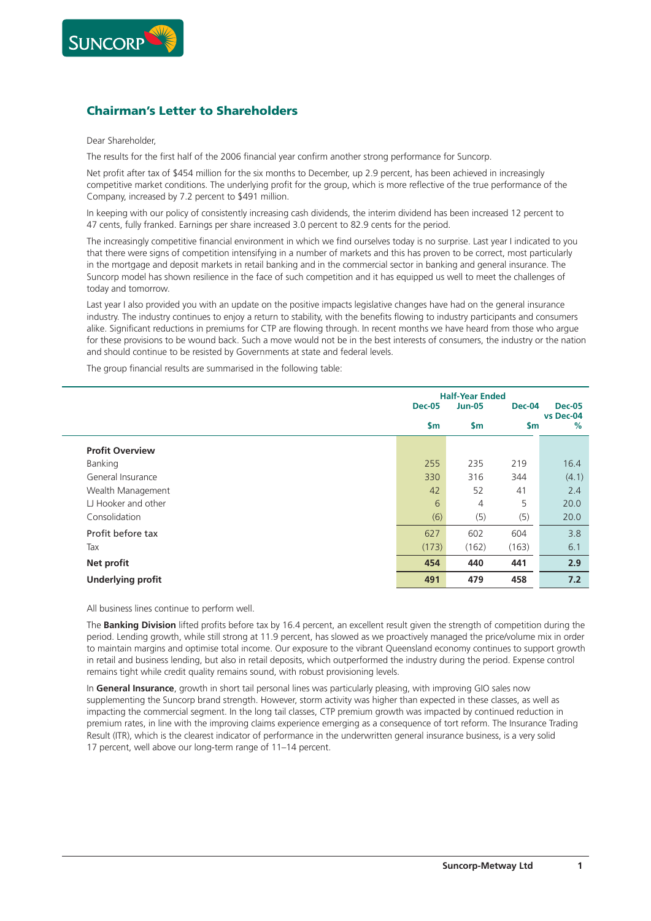## Chairman's Letter to Shareholders

Dear Shareholder,

The results for the first half of the 2006 financial year confirm another strong performance for Suncorp.

Net profit after tax of $454 million for the six months to December, up 2.9 percent, has been achieved in increasingly competitive market conditions. The underlying profit for the group, which is more reflective of the true performance of the Company, increased by 7.2 percent to $491 million.

In keeping with our policy of consistently increasing cash dividends, the interim dividend has been increased 12 percent to 47 cents, fully franked. Earnings per share increased 3.0 percent to 82.9 cents for the period.

The increasingly competitive financial environment in which we find ourselves today is no surprise. Last year I indicated to you that there were signs of competition intensifying in a number of markets and this has proven to be correct, most particularly in the mortgage and deposit markets in retail banking and in the commercial sector in banking and general insurance. The Suncorp model has shown resilience in the face of such competition and it has equipped us well to meet the challenges of today and tomorrow.

Last year I also provided you with an update on the positive impacts legislative changes have had on the general insurance industry. The industry continues to enjoy a return to stability, with the benefits flowing to industry participants and consumers alike. Significant reductions in premiums for CTP are flowing through. In recent months we have heard from those who argue for these provisions to be wound back. Such a move would not be in the best interests of consumers, the industry or the nation and should continue to be resisted by Governments at state and federal levels.

The group financial results are summarised in the following table:

| | Half-Year Ended | | | |
|---|---|---|---|---|
| | Dec-05 | Jun-05 | Dec-04 | Dec-05 vs Dec-04 |
| | $m | $m | $m | % |
| **Profit Overview** | | | | |
| Banking | 255 | 235 | 219 | 16.4 |
| General Insurance | 330 | 316 | 344 | (4.1) |
| Wealth Management | 42 | 52 | 41 | 2.4 |
| LJ Hooker and other | 6 | 4 | 5 | 20.0 |
| Consolidation | (6) | (5) | (5) | 20.0 |
| Profit before tax | 627 | 602 | 604 | 3.8 |
| Tax | (173) | (162) | (163) | 6.1 |
| **Net profit** | **454** | **440** | **441** | **2.9** |
| **Underlying profit** | **491** | **479** | **458** | **7.2** |

All business lines continue to perform well.

The **Banking Division** lifted profits before tax by 16.4 percent, an excellent result given the strength of competition during the period. Lending growth, while still strong at 11.9 percent, has slowed as we proactively managed the price/volume mix in order to maintain margins and optimise total income. Our exposure to the vibrant Queensland economy continues to support growth in retail and business lending, but also in retail deposits, which outperformed the industry during the period. Expense control remains tight while credit quality remains sound, with robust provisioning levels.

In **General Insurance**, growth in short tail personal lines was particularly pleasing, with improving GIO sales now supplementing the Suncorp brand strength. However, storm activity was higher than expected in these classes, as well as impacting the commercial segment. In the long tail classes, CTP premium growth was impacted by continued reduction in premium rates, in line with the improving claims experience emerging as a consequence of tort reform. The Insurance Trading Result (ITR), which is the clearest indicator of performance in the underwritten general insurance business, is a very solid 17 percent, well above our long-term range of 11–14 percent.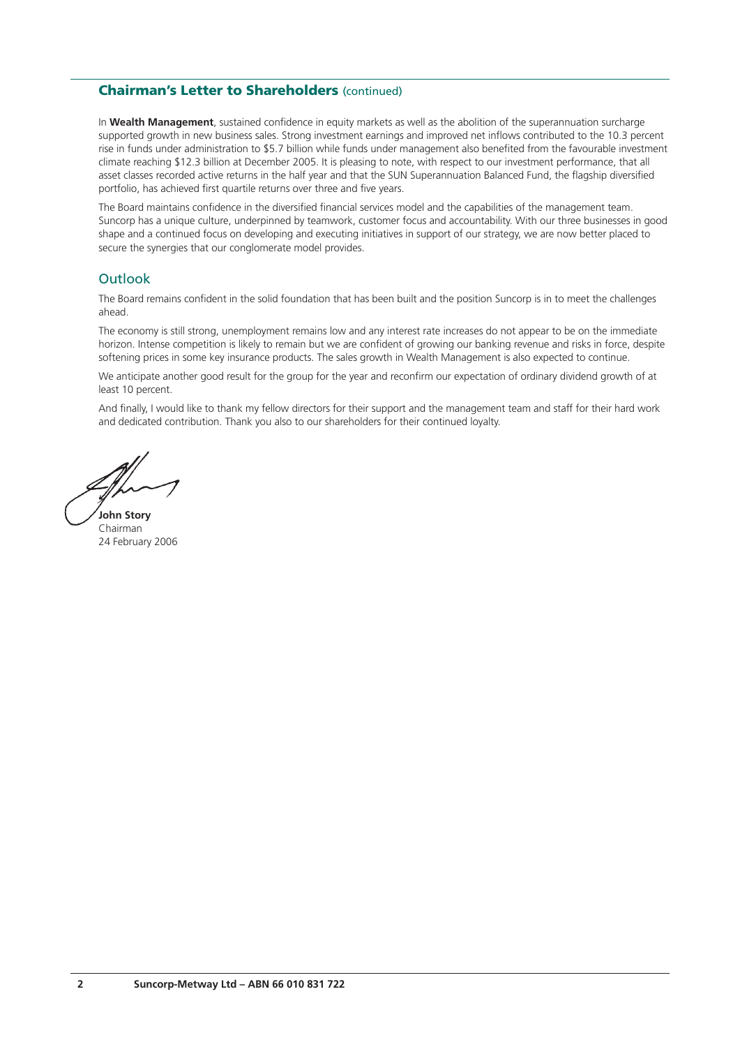## Chairman's Letter to Shareholders (continued)

In **Wealth Management**, sustained confidence in equity markets as well as the abolition of the superannuation surcharge supported growth in new business sales. Strong investment earnings and improved net inflows contributed to the 10.3 percent rise in funds under administration to $5.7 billion while funds under management also benefited from the favourable investment climate reaching $12.3 billion at December 2005. It is pleasing to note, with respect to our investment performance, that all asset classes recorded active returns in the half year and that the SUN Superannuation Balanced Fund, the flagship diversified portfolio, has achieved first quartile returns over three and five years.

The Board maintains confidence in the diversified financial services model and the capabilities of the management team. Suncorp has a unique culture, underpinned by teamwork, customer focus and accountability. With our three businesses in good shape and a continued focus on developing and executing initiatives in support of our strategy, we are now better placed to secure the synergies that our conglomerate model provides.

### Outlook

The Board remains confident in the solid foundation that has been built and the position Suncorp is in to meet the challenges ahead.

The economy is still strong, unemployment remains low and any interest rate increases do not appear to be on the immediate horizon. Intense competition is likely to remain but we are confident of growing our banking revenue and risks in force, despite softening prices in some key insurance products. The sales growth in Wealth Management is also expected to continue.

We anticipate another good result for the group for the year and reconfirm our expectation of ordinary dividend growth of at least 10 percent.

And finally, I would like to thank my fellow directors for their support and the management team and staff for their hard work and dedicated contribution. Thank you also to our shareholders for their continued loyalty.

**John Story**
Chairman
24 February 2006